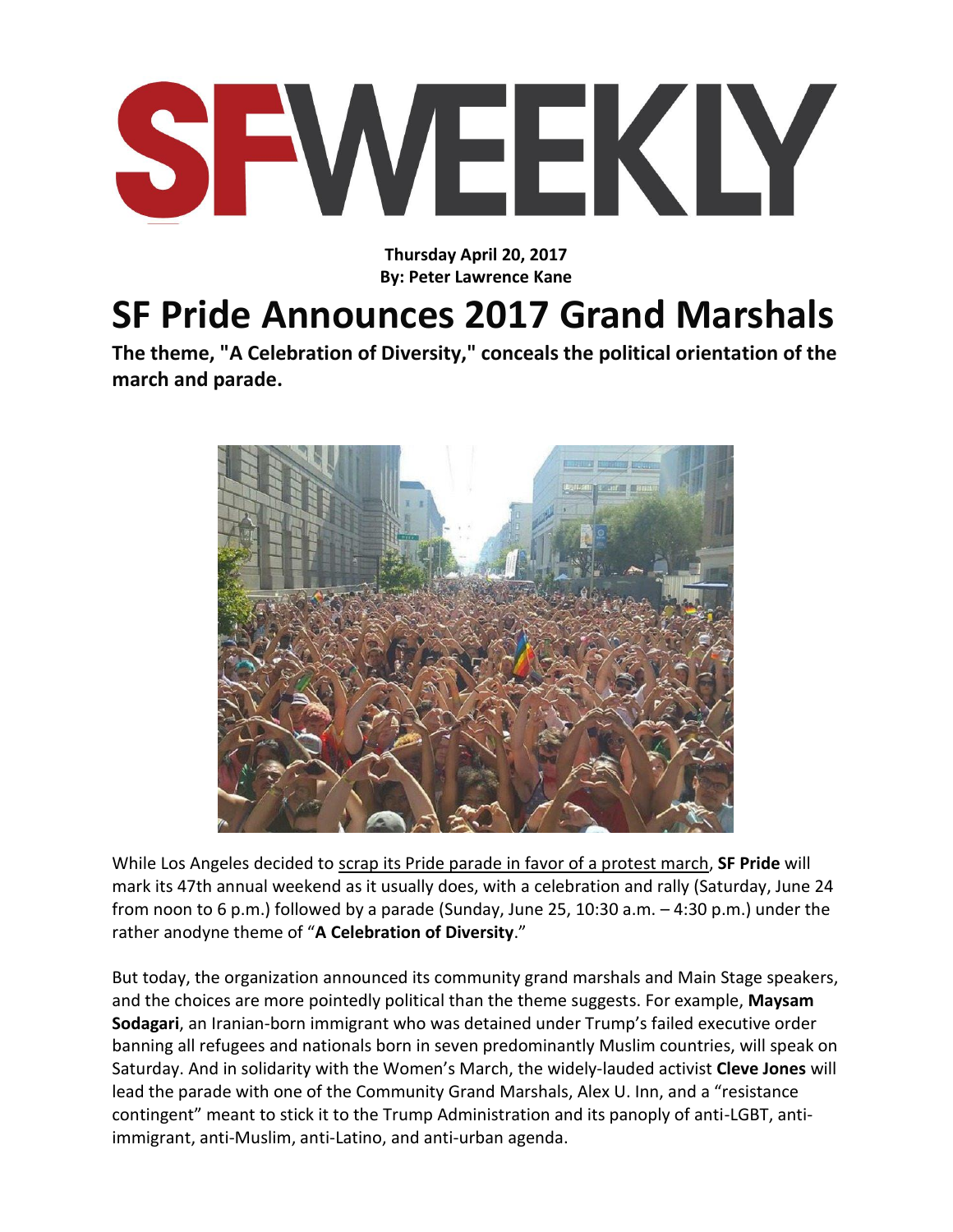SFWEEKLY

**Thursday April 20, 2017**
**By: Peter Lawrence Kane**

# SF Pride Announces 2017 Grand Marshals

**The theme, "A Celebration of Diversity," conceals the political orientation of the march and parade.**

While Los Angeles decided to scrap its Pride parade in favor of a protest march, **SF Pride** will mark its 47th annual weekend as it usually does, with a celebration and rally (Saturday, June 24 from noon to 6 p.m.) followed by a parade (Sunday, June 25, 10:30 a.m. – 4:30 p.m.) under the rather anodyne theme of "**A Celebration of Diversity**."

But today, the organization announced its community grand marshals and Main Stage speakers, and the choices are more pointedly political than the theme suggests. For example, **Maysam Sodagari**, an Iranian-born immigrant who was detained under Trump's failed executive order banning all refugees and nationals born in seven predominantly Muslim countries, will speak on Saturday. And in solidarity with the Women's March, the widely-lauded activist **Cleve Jones** will lead the parade with one of the Community Grand Marshals, Alex U. Inn, and a "resistance contingent" meant to stick it to the Trump Administration and its panoply of anti-LGBT, anti-immigrant, anti-Muslim, anti-Latino, and anti-urban agenda.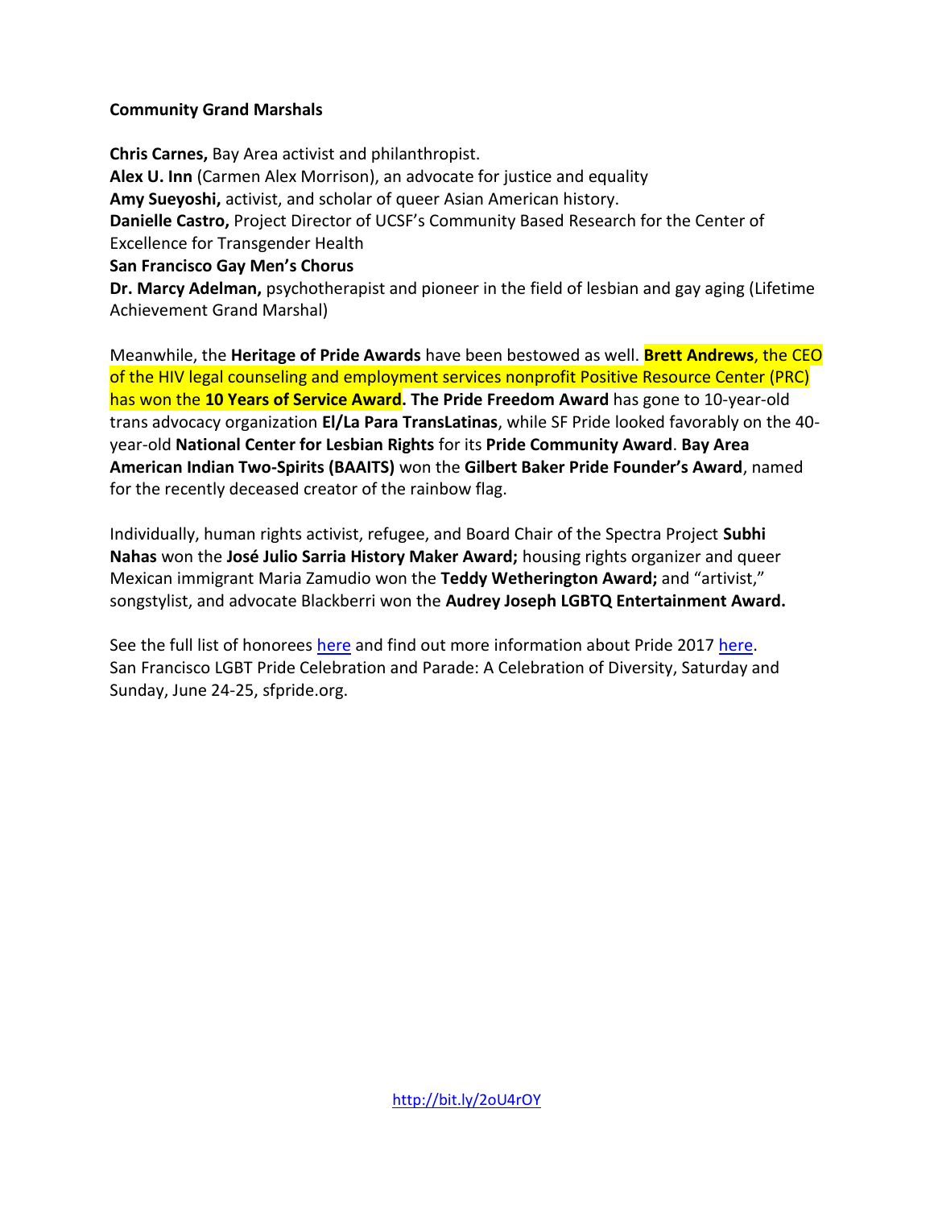**Community Grand Marshals**

**Chris Carnes,** Bay Area activist and philanthropist.
**Alex U. Inn** (Carmen Alex Morrison), an advocate for justice and equality
**Amy Sueyoshi,** activist, and scholar of queer Asian American history.
**Danielle Castro,** Project Director of UCSF's Community Based Research for the Center of Excellence for Transgender Health
**San Francisco Gay Men's Chorus**
**Dr. Marcy Adelman,** psychotherapist and pioneer in the field of lesbian and gay aging (Lifetime Achievement Grand Marshal)

Meanwhile, the **Heritage of Pride Awards** have been bestowed as well. **Brett Andrews**, the CEO of the HIV legal counseling and employment services nonprofit Positive Resource Center (PRC) has won the **10 Years of Service Award. The Pride Freedom Award** has gone to 10-year-old trans advocacy organization **El/La Para TransLatinas**, while SF Pride looked favorably on the 40-year-old **National Center for Lesbian Rights** for its **Pride Community Award**. **Bay Area American Indian Two-Spirits (BAAITS)** won the **Gilbert Baker Pride Founder's Award**, named for the recently deceased creator of the rainbow flag.

Individually, human rights activist, refugee, and Board Chair of the Spectra Project **Subhi Nahas** won the **José Julio Sarria History Maker Award;** housing rights organizer and queer Mexican immigrant Maria Zamudio won the **Teddy Wetherington Award;** and "artivist," songstylist, and advocate Blackberri won the **Audrey Joseph LGBTQ Entertainment Award.**

See the full list of honorees here and find out more information about Pride 2017 here.
San Francisco LGBT Pride Celebration and Parade: A Celebration of Diversity, Saturday and Sunday, June 24-25, sfpride.org.

http://bit.ly/2oU4rOY